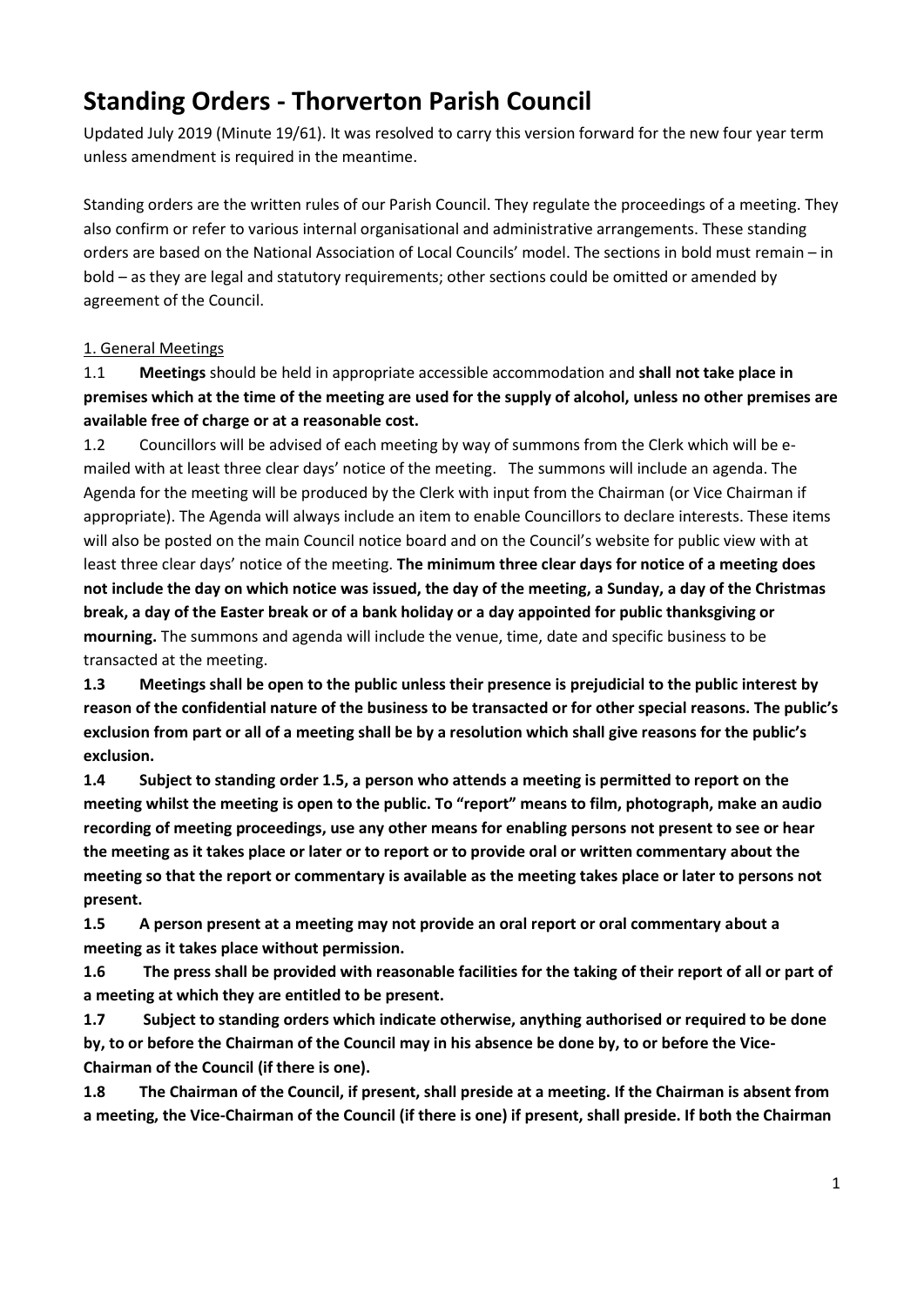# Standing Orders - Thorverton Parish Council

Updated July 2019 (Minute 19/61). It was resolved to carry this version forward for the new four year term unless amendment is required in the meantime.

Standing orders are the written rules of our Parish Council. They regulate the proceedings of a meeting. They also confirm or refer to various internal organisational and administrative arrangements. These standing orders are based on the National Association of Local Councils' model. The sections in bold must remain – in bold – as they are legal and statutory requirements; other sections could be omitted or amended by agreement of the Council.

1. General Meetings

1.1 **Meetings** should be held in appropriate accessible accommodation and **shall not take place in premises which at the time of the meeting are used for the supply of alcohol, unless no other premises are available free of charge or at a reasonable cost.**

1.2 Councillors will be advised of each meeting by way of summons from the Clerk which will be e-mailed with at least three clear days' notice of the meeting. The summons will include an agenda. The Agenda for the meeting will be produced by the Clerk with input from the Chairman (or Vice Chairman if appropriate). The Agenda will always include an item to enable Councillors to declare interests. These items will also be posted on the main Council notice board and on the Council's website for public view with at least three clear days' notice of the meeting. **The minimum three clear days for notice of a meeting does not include the day on which notice was issued, the day of the meeting, a Sunday, a day of the Christmas break, a day of the Easter break or of a bank holiday or a day appointed for public thanksgiving or mourning.** The summons and agenda will include the venue, time, date and specific business to be transacted at the meeting.

**1.3 Meetings shall be open to the public unless their presence is prejudicial to the public interest by reason of the confidential nature of the business to be transacted or for other special reasons. The public's exclusion from part or all of a meeting shall be by a resolution which shall give reasons for the public's exclusion.**

**1.4 Subject to standing order 1.5, a person who attends a meeting is permitted to report on the meeting whilst the meeting is open to the public. To "report" means to film, photograph, make an audio recording of meeting proceedings, use any other means for enabling persons not present to see or hear the meeting as it takes place or later or to report or to provide oral or written commentary about the meeting so that the report or commentary is available as the meeting takes place or later to persons not present.**

**1.5 A person present at a meeting may not provide an oral report or oral commentary about a meeting as it takes place without permission.**

**1.6 The press shall be provided with reasonable facilities for the taking of their report of all or part of a meeting at which they are entitled to be present.**

**1.7 Subject to standing orders which indicate otherwise, anything authorised or required to be done by, to or before the Chairman of the Council may in his absence be done by, to or before the Vice-Chairman of the Council (if there is one).**

**1.8 The Chairman of the Council, if present, shall preside at a meeting. If the Chairman is absent from a meeting, the Vice-Chairman of the Council (if there is one) if present, shall preside. If both the Chairman**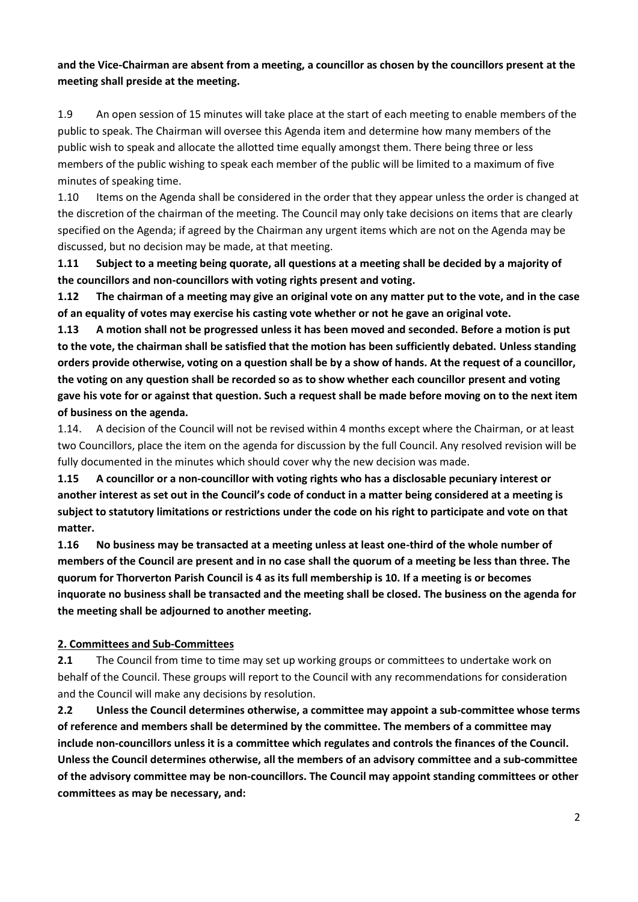**and the Vice-Chairman are absent from a meeting, a councillor as chosen by the councillors present at the meeting shall preside at the meeting.**

1.9 An open session of 15 minutes will take place at the start of each meeting to enable members of the public to speak. The Chairman will oversee this Agenda item and determine how many members of the public wish to speak and allocate the allotted time equally amongst them. There being three or less members of the public wishing to speak each member of the public will be limited to a maximum of five minutes of speaking time.

1.10 Items on the Agenda shall be considered in the order that they appear unless the order is changed at the discretion of the chairman of the meeting. The Council may only take decisions on items that are clearly specified on the Agenda; if agreed by the Chairman any urgent items which are not on the Agenda may be discussed, but no decision may be made, at that meeting.

**1.11 Subject to a meeting being quorate, all questions at a meeting shall be decided by a majority of the councillors and non-councillors with voting rights present and voting.**

**1.12 The chairman of a meeting may give an original vote on any matter put to the vote, and in the case of an equality of votes may exercise his casting vote whether or not he gave an original vote.**

**1.13 A motion shall not be progressed unless it has been moved and seconded. Before a motion is put to the vote, the chairman shall be satisfied that the motion has been sufficiently debated. Unless standing orders provide otherwise, voting on a question shall be by a show of hands. At the request of a councillor, the voting on any question shall be recorded so as to show whether each councillor present and voting gave his vote for or against that question. Such a request shall be made before moving on to the next item of business on the agenda.**

1.14. A decision of the Council will not be revised within 4 months except where the Chairman, or at least two Councillors, place the item on the agenda for discussion by the full Council. Any resolved revision will be fully documented in the minutes which should cover why the new decision was made.

**1.15 A councillor or a non-councillor with voting rights who has a disclosable pecuniary interest or another interest as set out in the Council's code of conduct in a matter being considered at a meeting is subject to statutory limitations or restrictions under the code on his right to participate and vote on that matter.**

**1.16 No business may be transacted at a meeting unless at least one-third of the whole number of members of the Council are present and in no case shall the quorum of a meeting be less than three. The quorum for Thorverton Parish Council is 4 as its full membership is 10. If a meeting is or becomes inquorate no business shall be transacted and the meeting shall be closed. The business on the agenda for the meeting shall be adjourned to another meeting.**

## 2. Committees and Sub-Committees

**2.1** The Council from time to time may set up working groups or committees to undertake work on behalf of the Council. These groups will report to the Council with any recommendations for consideration and the Council will make any decisions by resolution.

**2.2 Unless the Council determines otherwise, a committee may appoint a sub-committee whose terms of reference and members shall be determined by the committee. The members of a committee may include non-councillors unless it is a committee which regulates and controls the finances of the Council. Unless the Council determines otherwise, all the members of an advisory committee and a sub-committee of the advisory committee may be non-councillors. The Council may appoint standing committees or other committees as may be necessary, and:**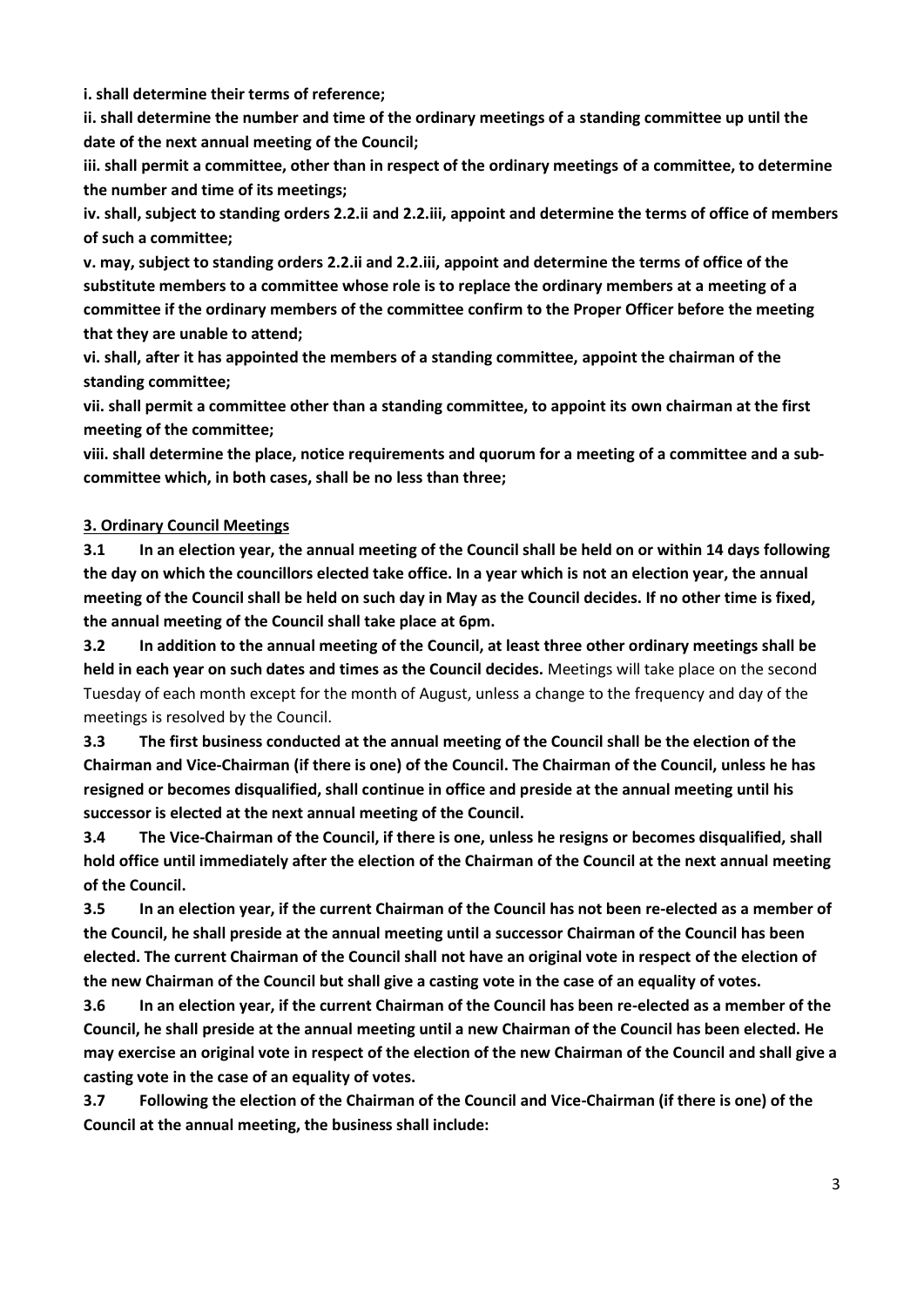**i. shall determine their terms of reference;**

**ii. shall determine the number and time of the ordinary meetings of a standing committee up until the date of the next annual meeting of the Council;**

**iii. shall permit a committee, other than in respect of the ordinary meetings of a committee, to determine the number and time of its meetings;**

**iv. shall, subject to standing orders 2.2.ii and 2.2.iii, appoint and determine the terms of office of members of such a committee;**

**v. may, subject to standing orders 2.2.ii and 2.2.iii, appoint and determine the terms of office of the substitute members to a committee whose role is to replace the ordinary members at a meeting of a committee if the ordinary members of the committee confirm to the Proper Officer before the meeting that they are unable to attend;**

**vi. shall, after it has appointed the members of a standing committee, appoint the chairman of the standing committee;**

**vii. shall permit a committee other than a standing committee, to appoint its own chairman at the first meeting of the committee;**

**viii. shall determine the place, notice requirements and quorum for a meeting of a committee and a sub-committee which, in both cases, shall be no less than three;**

**3. Ordinary Council Meetings**

**3.1 In an election year, the annual meeting of the Council shall be held on or within 14 days following the day on which the councillors elected take office. In a year which is not an election year, the annual meeting of the Council shall be held on such day in May as the Council decides. If no other time is fixed, the annual meeting of the Council shall take place at 6pm.**

**3.2 In addition to the annual meeting of the Council, at least three other ordinary meetings shall be held in each year on such dates and times as the Council decides.** Meetings will take place on the second Tuesday of each month except for the month of August, unless a change to the frequency and day of the meetings is resolved by the Council.

**3.3 The first business conducted at the annual meeting of the Council shall be the election of the Chairman and Vice-Chairman (if there is one) of the Council. The Chairman of the Council, unless he has resigned or becomes disqualified, shall continue in office and preside at the annual meeting until his successor is elected at the next annual meeting of the Council.**

**3.4 The Vice-Chairman of the Council, if there is one, unless he resigns or becomes disqualified, shall hold office until immediately after the election of the Chairman of the Council at the next annual meeting of the Council.**

**3.5 In an election year, if the current Chairman of the Council has not been re-elected as a member of the Council, he shall preside at the annual meeting until a successor Chairman of the Council has been elected. The current Chairman of the Council shall not have an original vote in respect of the election of the new Chairman of the Council but shall give a casting vote in the case of an equality of votes.**

**3.6 In an election year, if the current Chairman of the Council has been re-elected as a member of the Council, he shall preside at the annual meeting until a new Chairman of the Council has been elected. He may exercise an original vote in respect of the election of the new Chairman of the Council and shall give a casting vote in the case of an equality of votes.**

**3.7 Following the election of the Chairman of the Council and Vice-Chairman (if there is one) of the Council at the annual meeting, the business shall include:**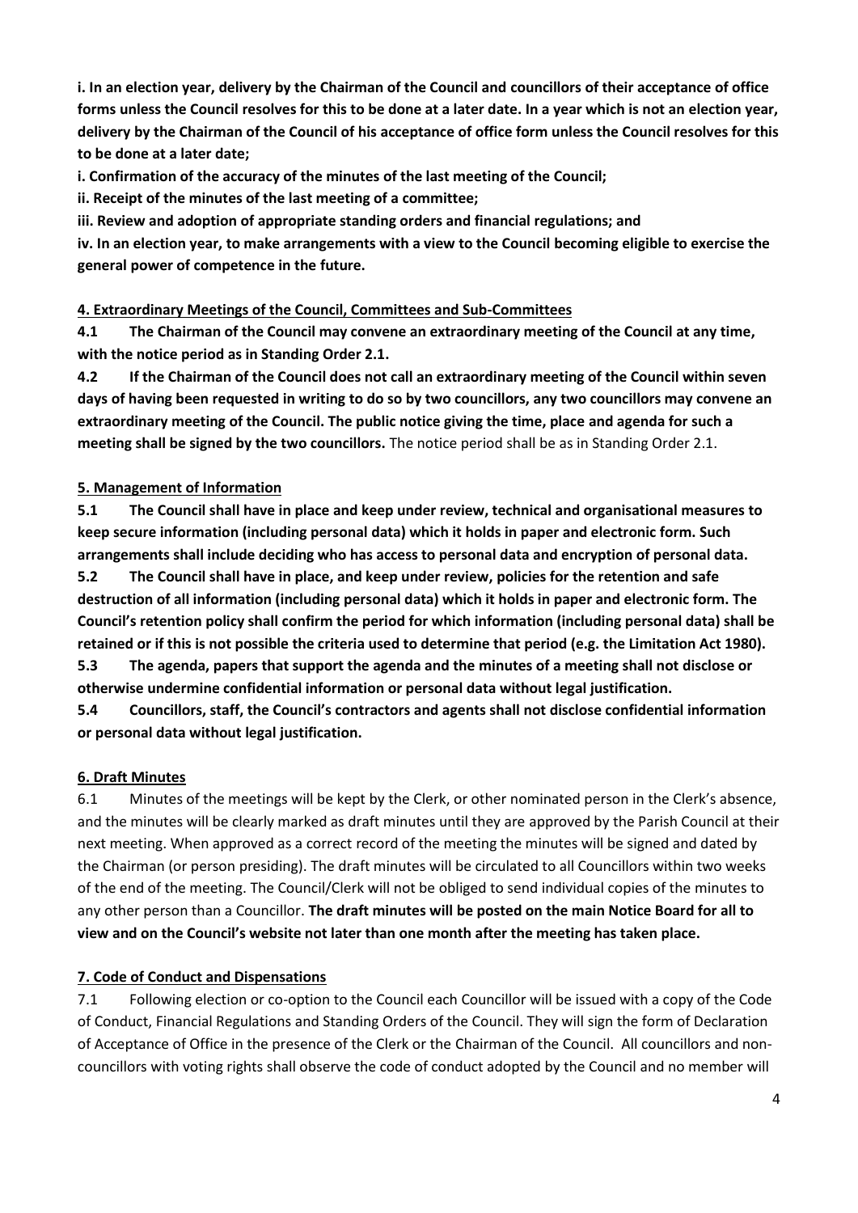**i. In an election year, delivery by the Chairman of the Council and councillors of their acceptance of office forms unless the Council resolves for this to be done at a later date. In a year which is not an election year, delivery by the Chairman of the Council of his acceptance of office form unless the Council resolves for this to be done at a later date;**

**i. Confirmation of the accuracy of the minutes of the last meeting of the Council;**

**ii. Receipt of the minutes of the last meeting of a committee;**

**iii. Review and adoption of appropriate standing orders and financial regulations; and**

**iv. In an election year, to make arrangements with a view to the Council becoming eligible to exercise the general power of competence in the future.**

**4. Extraordinary Meetings of the Council, Committees and Sub-Committees**

**4.1 The Chairman of the Council may convene an extraordinary meeting of the Council at any time, with the notice period as in Standing Order 2.1.**

**4.2 If the Chairman of the Council does not call an extraordinary meeting of the Council within seven days of having been requested in writing to do so by two councillors, any two councillors may convene an extraordinary meeting of the Council. The public notice giving the time, place and agenda for such a meeting shall be signed by the two councillors.** The notice period shall be as in Standing Order 2.1.

**5. Management of Information**

**5.1 The Council shall have in place and keep under review, technical and organisational measures to keep secure information (including personal data) which it holds in paper and electronic form. Such arrangements shall include deciding who has access to personal data and encryption of personal data.**

**5.2 The Council shall have in place, and keep under review, policies for the retention and safe destruction of all information (including personal data) which it holds in paper and electronic form. The Council's retention policy shall confirm the period for which information (including personal data) shall be retained or if this is not possible the criteria used to determine that period (e.g. the Limitation Act 1980).**

**5.3 The agenda, papers that support the agenda and the minutes of a meeting shall not disclose or otherwise undermine confidential information or personal data without legal justification.**

**5.4 Councillors, staff, the Council's contractors and agents shall not disclose confidential information or personal data without legal justification.**

**6. Draft Minutes**

6.1 Minutes of the meetings will be kept by the Clerk, or other nominated person in the Clerk's absence, and the minutes will be clearly marked as draft minutes until they are approved by the Parish Council at their next meeting. When approved as a correct record of the meeting the minutes will be signed and dated by the Chairman (or person presiding). The draft minutes will be circulated to all Councillors within two weeks of the end of the meeting. The Council/Clerk will not be obliged to send individual copies of the minutes to any other person than a Councillor. **The draft minutes will be posted on the main Notice Board for all to view and on the Council's website not later than one month after the meeting has taken place.**

**7. Code of Conduct and Dispensations**

7.1 Following election or co-option to the Council each Councillor will be issued with a copy of the Code of Conduct, Financial Regulations and Standing Orders of the Council. They will sign the form of Declaration of Acceptance of Office in the presence of the Clerk or the Chairman of the Council. All councillors and non-councillors with voting rights shall observe the code of conduct adopted by the Council and no member will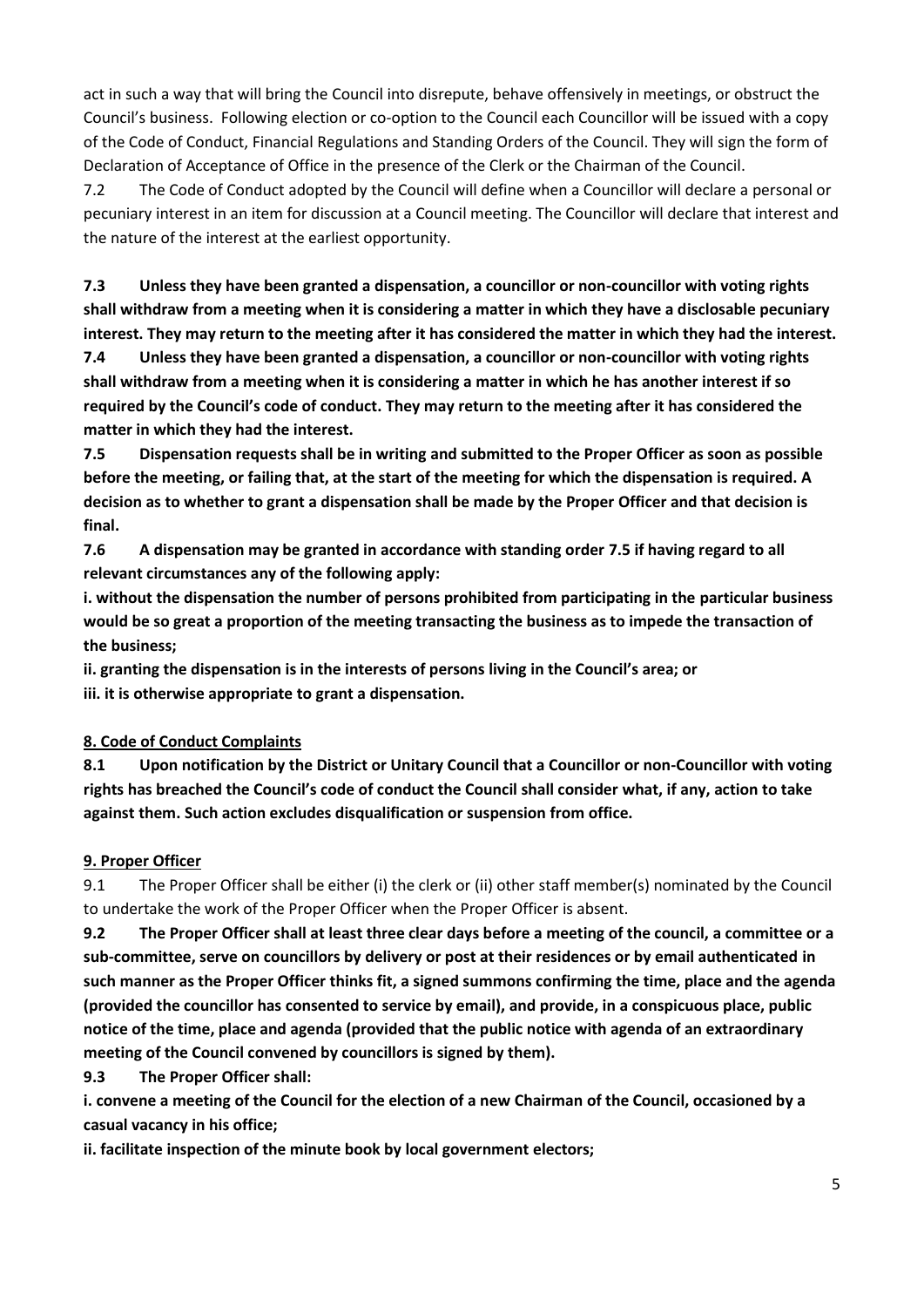act in such a way that will bring the Council into disrepute, behave offensively in meetings, or obstruct the Council's business. Following election or co-option to the Council each Councillor will be issued with a copy of the Code of Conduct, Financial Regulations and Standing Orders of the Council. They will sign the form of Declaration of Acceptance of Office in the presence of the Clerk or the Chairman of the Council.

7.2 The Code of Conduct adopted by the Council will define when a Councillor will declare a personal or pecuniary interest in an item for discussion at a Council meeting. The Councillor will declare that interest and the nature of the interest at the earliest opportunity.

**7.3 Unless they have been granted a dispensation, a councillor or non-councillor with voting rights shall withdraw from a meeting when it is considering a matter in which they have a disclosable pecuniary interest. They may return to the meeting after it has considered the matter in which they had the interest.**

**7.4 Unless they have been granted a dispensation, a councillor or non-councillor with voting rights shall withdraw from a meeting when it is considering a matter in which he has another interest if so required by the Council's code of conduct. They may return to the meeting after it has considered the matter in which they had the interest.**

**7.5 Dispensation requests shall be in writing and submitted to the Proper Officer as soon as possible before the meeting, or failing that, at the start of the meeting for which the dispensation is required. A decision as to whether to grant a dispensation shall be made by the Proper Officer and that decision is final.**

**7.6 A dispensation may be granted in accordance with standing order 7.5 if having regard to all relevant circumstances any of the following apply:**

**i. without the dispensation the number of persons prohibited from participating in the particular business would be so great a proportion of the meeting transacting the business as to impede the transaction of the business;**

**ii. granting the dispensation is in the interests of persons living in the Council's area; or**

**iii. it is otherwise appropriate to grant a dispensation.**

## 8. Code of Conduct Complaints

**8.1 Upon notification by the District or Unitary Council that a Councillor or non-Councillor with voting rights has breached the Council's code of conduct the Council shall consider what, if any, action to take against them. Such action excludes disqualification or suspension from office.**

## 9. Proper Officer

9.1 The Proper Officer shall be either (i) the clerk or (ii) other staff member(s) nominated by the Council to undertake the work of the Proper Officer when the Proper Officer is absent.

**9.2 The Proper Officer shall at least three clear days before a meeting of the council, a committee or a sub-committee, serve on councillors by delivery or post at their residences or by email authenticated in such manner as the Proper Officer thinks fit, a signed summons confirming the time, place and the agenda (provided the councillor has consented to service by email), and provide, in a conspicuous place, public notice of the time, place and agenda (provided that the public notice with agenda of an extraordinary meeting of the Council convened by councillors is signed by them).**

**9.3 The Proper Officer shall:**

**i. convene a meeting of the Council for the election of a new Chairman of the Council, occasioned by a casual vacancy in his office;**

**ii. facilitate inspection of the minute book by local government electors;**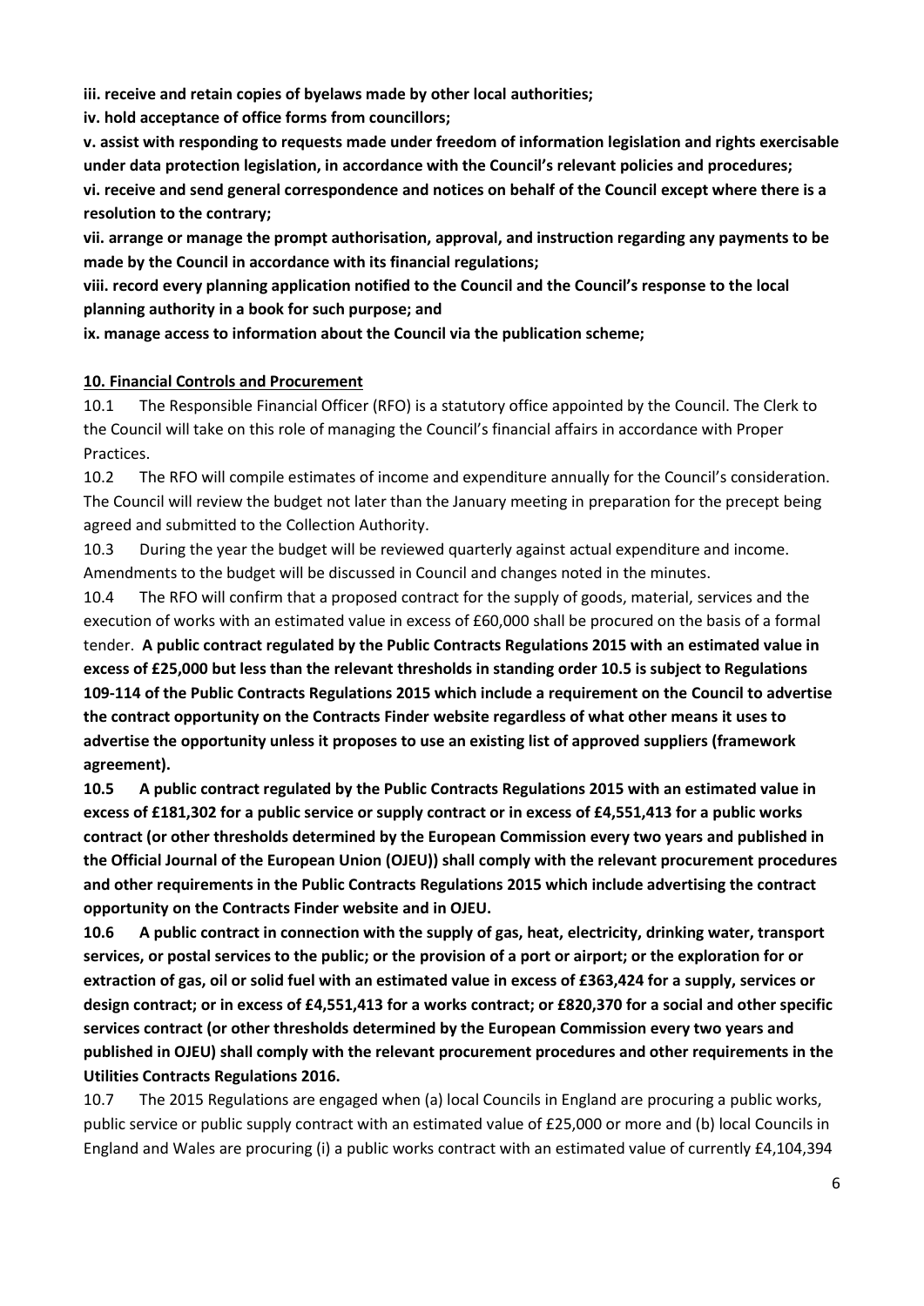**iii. receive and retain copies of byelaws made by other local authorities;**

**iv. hold acceptance of office forms from councillors;**

**v. assist with responding to requests made under freedom of information legislation and rights exercisable under data protection legislation, in accordance with the Council's relevant policies and procedures;**

**vi. receive and send general correspondence and notices on behalf of the Council except where there is a resolution to the contrary;**

**vii. arrange or manage the prompt authorisation, approval, and instruction regarding any payments to be made by the Council in accordance with its financial regulations;**

**viii. record every planning application notified to the Council and the Council's response to the local planning authority in a book for such purpose; and**

**ix. manage access to information about the Council via the publication scheme;**

**10. Financial Controls and Procurement**

10.1 The Responsible Financial Officer (RFO) is a statutory office appointed by the Council. The Clerk to the Council will take on this role of managing the Council's financial affairs in accordance with Proper Practices.

10.2 The RFO will compile estimates of income and expenditure annually for the Council's consideration. The Council will review the budget not later than the January meeting in preparation for the precept being agreed and submitted to the Collection Authority.

10.3 During the year the budget will be reviewed quarterly against actual expenditure and income. Amendments to the budget will be discussed in Council and changes noted in the minutes.

10.4 The RFO will confirm that a proposed contract for the supply of goods, material, services and the execution of works with an estimated value in excess of £60,000 shall be procured on the basis of a formal tender. **A public contract regulated by the Public Contracts Regulations 2015 with an estimated value in excess of £25,000 but less than the relevant thresholds in standing order 10.5 is subject to Regulations 109-114 of the Public Contracts Regulations 2015 which include a requirement on the Council to advertise the contract opportunity on the Contracts Finder website regardless of what other means it uses to advertise the opportunity unless it proposes to use an existing list of approved suppliers (framework agreement).**

**10.5 A public contract regulated by the Public Contracts Regulations 2015 with an estimated value in excess of £181,302 for a public service or supply contract or in excess of £4,551,413 for a public works contract (or other thresholds determined by the European Commission every two years and published in the Official Journal of the European Union (OJEU)) shall comply with the relevant procurement procedures and other requirements in the Public Contracts Regulations 2015 which include advertising the contract opportunity on the Contracts Finder website and in OJEU.**

**10.6 A public contract in connection with the supply of gas, heat, electricity, drinking water, transport services, or postal services to the public; or the provision of a port or airport; or the exploration for or extraction of gas, oil or solid fuel with an estimated value in excess of £363,424 for a supply, services or design contract; or in excess of £4,551,413 for a works contract; or £820,370 for a social and other specific services contract (or other thresholds determined by the European Commission every two years and published in OJEU) shall comply with the relevant procurement procedures and other requirements in the Utilities Contracts Regulations 2016.**

10.7 The 2015 Regulations are engaged when (a) local Councils in England are procuring a public works, public service or public supply contract with an estimated value of £25,000 or more and (b) local Councils in England and Wales are procuring (i) a public works contract with an estimated value of currently £4,104,394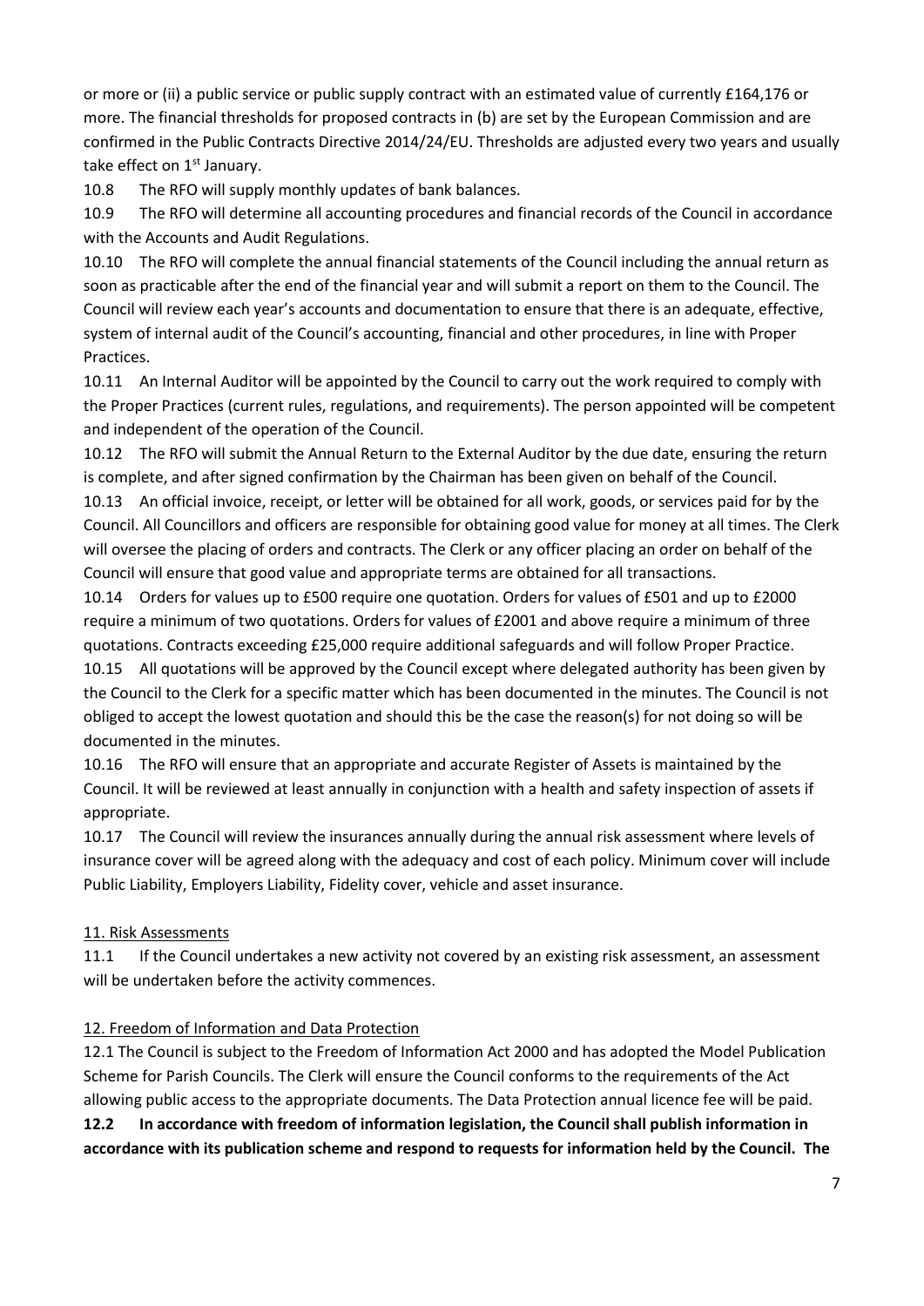or more or (ii) a public service or public supply contract with an estimated value of currently £164,176 or more. The financial thresholds for proposed contracts in (b) are set by the European Commission and are confirmed in the Public Contracts Directive 2014/24/EU. Thresholds are adjusted every two years and usually take effect on 1st January.

10.8 The RFO will supply monthly updates of bank balances.

10.9 The RFO will determine all accounting procedures and financial records of the Council in accordance with the Accounts and Audit Regulations.

10.10 The RFO will complete the annual financial statements of the Council including the annual return as soon as practicable after the end of the financial year and will submit a report on them to the Council. The Council will review each year's accounts and documentation to ensure that there is an adequate, effective, system of internal audit of the Council's accounting, financial and other procedures, in line with Proper Practices.

10.11 An Internal Auditor will be appointed by the Council to carry out the work required to comply with the Proper Practices (current rules, regulations, and requirements). The person appointed will be competent and independent of the operation of the Council.

10.12 The RFO will submit the Annual Return to the External Auditor by the due date, ensuring the return is complete, and after signed confirmation by the Chairman has been given on behalf of the Council.

10.13 An official invoice, receipt, or letter will be obtained for all work, goods, or services paid for by the Council. All Councillors and officers are responsible for obtaining good value for money at all times. The Clerk will oversee the placing of orders and contracts. The Clerk or any officer placing an order on behalf of the Council will ensure that good value and appropriate terms are obtained for all transactions.

10.14 Orders for values up to £500 require one quotation. Orders for values of £501 and up to £2000 require a minimum of two quotations. Orders for values of £2001 and above require a minimum of three quotations. Contracts exceeding £25,000 require additional safeguards and will follow Proper Practice.

10.15 All quotations will be approved by the Council except where delegated authority has been given by the Council to the Clerk for a specific matter which has been documented in the minutes. The Council is not obliged to accept the lowest quotation and should this be the case the reason(s) for not doing so will be documented in the minutes.

10.16 The RFO will ensure that an appropriate and accurate Register of Assets is maintained by the Council. It will be reviewed at least annually in conjunction with a health and safety inspection of assets if appropriate.

10.17 The Council will review the insurances annually during the annual risk assessment where levels of insurance cover will be agreed along with the adequacy and cost of each policy. Minimum cover will include Public Liability, Employers Liability, Fidelity cover, vehicle and asset insurance.

11. Risk Assessments

11.1 If the Council undertakes a new activity not covered by an existing risk assessment, an assessment will be undertaken before the activity commences.

12. Freedom of Information and Data Protection

12.1 The Council is subject to the Freedom of Information Act 2000 and has adopted the Model Publication Scheme for Parish Councils. The Clerk will ensure the Council conforms to the requirements of the Act allowing public access to the appropriate documents. The Data Protection annual licence fee will be paid.

**12.2 In accordance with freedom of information legislation, the Council shall publish information in accordance with its publication scheme and respond to requests for information held by the Council. The**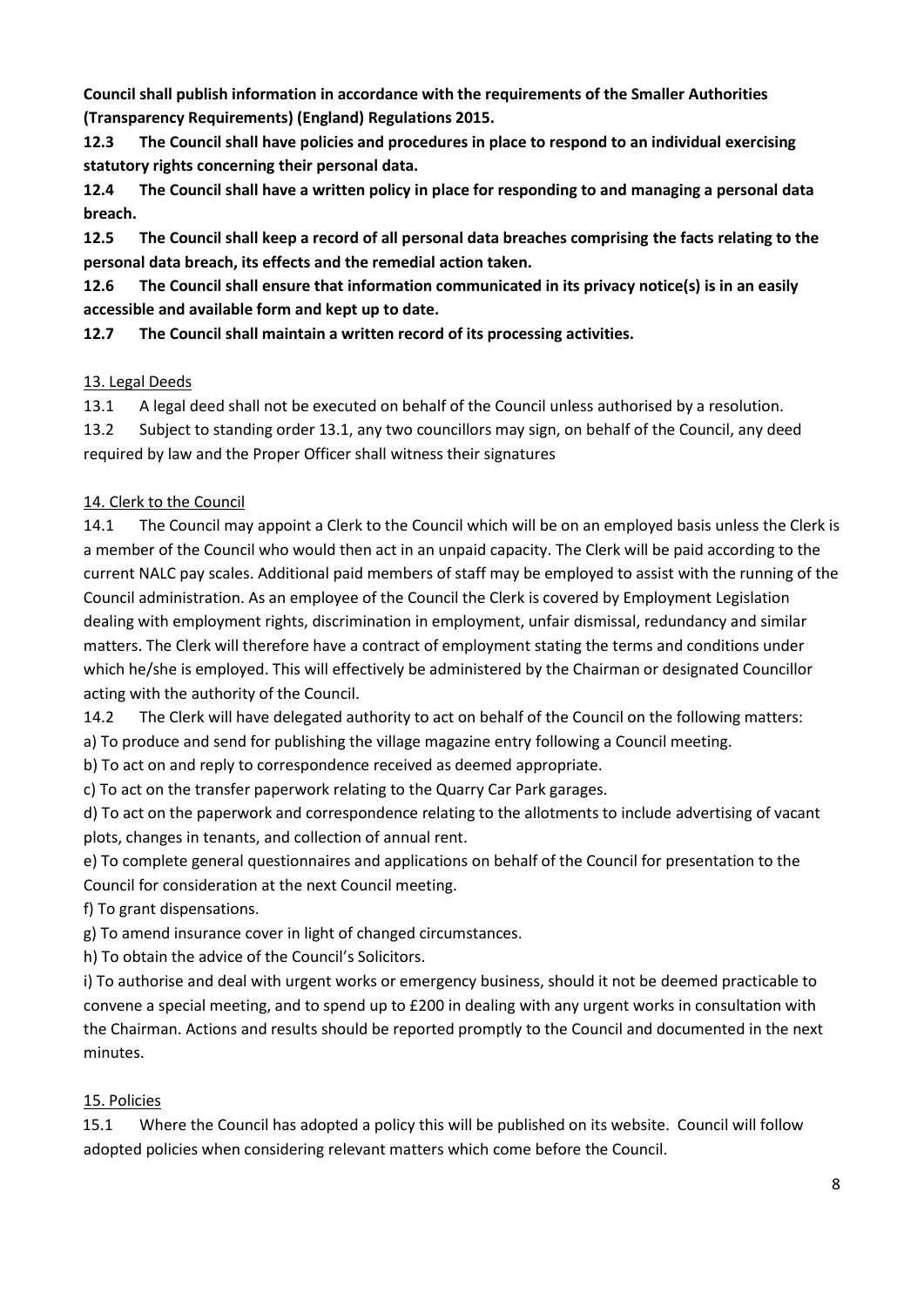**Council shall publish information in accordance with the requirements of the Smaller Authorities (Transparency Requirements) (England) Regulations 2015.**

**12.3 The Council shall have policies and procedures in place to respond to an individual exercising statutory rights concerning their personal data.**

**12.4 The Council shall have a written policy in place for responding to and managing a personal data breach.**

**12.5 The Council shall keep a record of all personal data breaches comprising the facts relating to the personal data breach, its effects and the remedial action taken.**

**12.6 The Council shall ensure that information communicated in its privacy notice(s) is in an easily accessible and available form and kept up to date.**

**12.7 The Council shall maintain a written record of its processing activities.**

## 13. Legal Deeds

13.1 A legal deed shall not be executed on behalf of the Council unless authorised by a resolution.

13.2 Subject to standing order 13.1, any two councillors may sign, on behalf of the Council, any deed required by law and the Proper Officer shall witness their signatures

## 14. Clerk to the Council

14.1 The Council may appoint a Clerk to the Council which will be on an employed basis unless the Clerk is a member of the Council who would then act in an unpaid capacity. The Clerk will be paid according to the current NALC pay scales. Additional paid members of staff may be employed to assist with the running of the Council administration. As an employee of the Council the Clerk is covered by Employment Legislation dealing with employment rights, discrimination in employment, unfair dismissal, redundancy and similar matters. The Clerk will therefore have a contract of employment stating the terms and conditions under which he/she is employed. This will effectively be administered by the Chairman or designated Councillor acting with the authority of the Council.

14.2 The Clerk will have delegated authority to act on behalf of the Council on the following matters:

a) To produce and send for publishing the village magazine entry following a Council meeting.

b) To act on and reply to correspondence received as deemed appropriate.

c) To act on the transfer paperwork relating to the Quarry Car Park garages.

d) To act on the paperwork and correspondence relating to the allotments to include advertising of vacant plots, changes in tenants, and collection of annual rent.

e) To complete general questionnaires and applications on behalf of the Council for presentation to the Council for consideration at the next Council meeting.

f) To grant dispensations.

g) To amend insurance cover in light of changed circumstances.

h) To obtain the advice of the Council's Solicitors.

i) To authorise and deal with urgent works or emergency business, should it not be deemed practicable to convene a special meeting, and to spend up to £200 in dealing with any urgent works in consultation with the Chairman. Actions and results should be reported promptly to the Council and documented in the next minutes.

## 15. Policies

15.1 Where the Council has adopted a policy this will be published on its website. Council will follow adopted policies when considering relevant matters which come before the Council.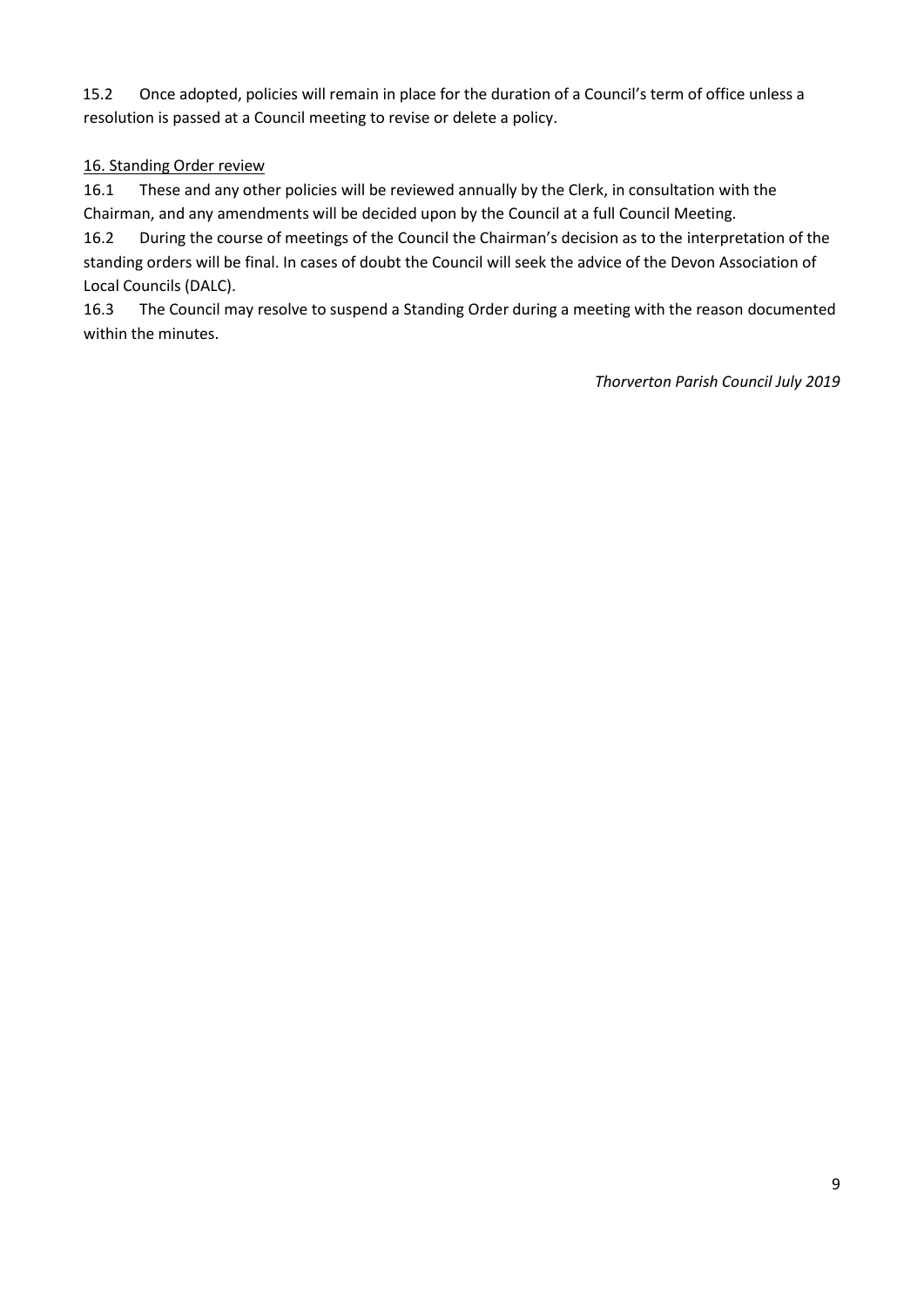15.2 Once adopted, policies will remain in place for the duration of a Council's term of office unless a resolution is passed at a Council meeting to revise or delete a policy.

<u>16. Standing Order review</u>

16.1 These and any other policies will be reviewed annually by the Clerk, in consultation with the Chairman, and any amendments will be decided upon by the Council at a full Council Meeting.

16.2 During the course of meetings of the Council the Chairman's decision as to the interpretation of the standing orders will be final. In cases of doubt the Council will seek the advice of the Devon Association of Local Councils (DALC).

16.3 The Council may resolve to suspend a Standing Order during a meeting with the reason documented within the minutes.

*Thorverton Parish Council July 2019*